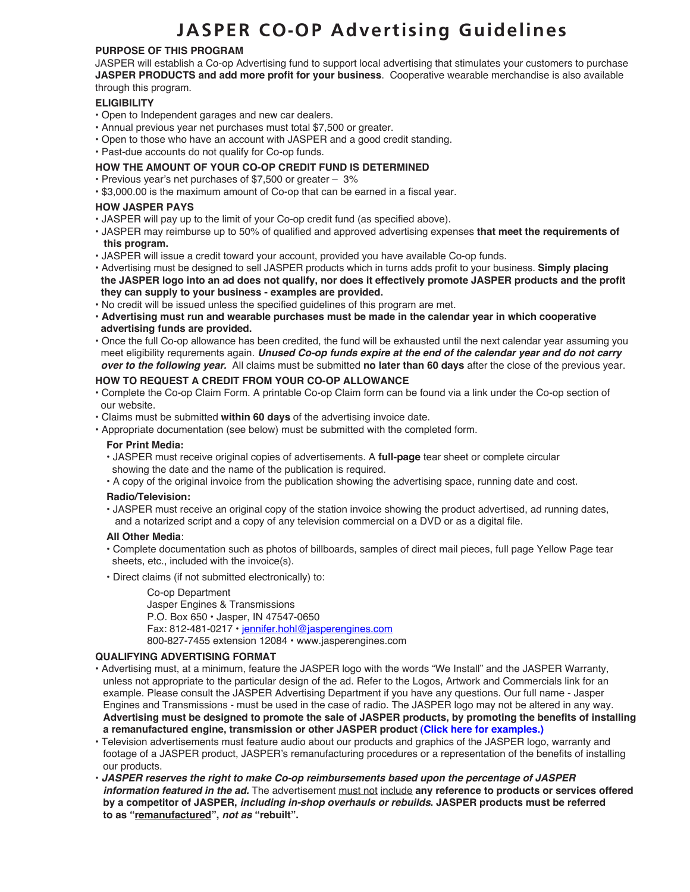# JASPER CO-OP Advertising Guidelines

### PURPOSE OF THIS PROGRAM

JASPER will establish a Co-op Advertising fund to support local advertising that stimulates your customers to purchase **JASPER PRODUCTS and add more profit for your business**. Cooperative wearable merchandise is also available through this program.

### ELIGIBILITY

- Open to Independent garages and new car dealers.
- Annual previous year net purchases must total $7,500 or greater.
- Open to those who have an account with JASPER and a good credit standing.
- Past-due accounts do not qualify for Co-op funds.

### HOW THE AMOUNT OF YOUR CO-OP CREDIT FUND IS DETERMINED

- Previous year's net purchases of $7,500 or greater – 3%
- $3,000.00 is the maximum amount of Co-op that can be earned in a fiscal year.

### HOW JASPER PAYS

- JASPER will pay up to the limit of your Co-op credit fund (as specified above).
- JASPER may reimburse up to 50% of qualified and approved advertising expenses **that meet the requirements of this program.**
- JASPER will issue a credit toward your account, provided you have available Co-op funds.
- Advertising must be designed to sell JASPER products which in turns adds profit to your business. **Simply placing the JASPER logo into an ad does not qualify, nor does it effectively promote JASPER products and the profit they can supply to your business - examples are provided.**
- No credit will be issued unless the specified guidelines of this program are met.
- **Advertising must run and wearable purchases must be made in the calendar year in which cooperative advertising funds are provided.**
- Once the full Co-op allowance has been credited, the fund will be exhausted until the next calendar year assuming you meet eligibility requrements again. ***Unused Co-op funds expire at the end of the calendar year and do not carry over to the following year.*** All claims must be submitted **no later than 60 days** after the close of the previous year.

### HOW TO REQUEST A CREDIT FROM YOUR CO-OP ALLOWANCE

- Complete the Co-op Claim Form. A printable Co-op Claim form can be found via a link under the Co-op section of our website.
- Claims must be submitted **within 60 days** of the advertising invoice date.
- Appropriate documentation (see below) must be submitted with the completed form.

**For Print Media:**

- JASPER must receive original copies of advertisements. A **full-page** tear sheet or complete circular showing the date and the name of the publication is required.
- A copy of the original invoice from the publication showing the advertising space, running date and cost.

**Radio/Television:**

- JASPER must receive an original copy of the station invoice showing the product advertised, ad running dates, and a notarized script and a copy of any television commercial on a DVD or as a digital file.

**All Other Media**:

- Complete documentation such as photos of billboards, samples of direct mail pieces, full page Yellow Page tear sheets, etc., included with the invoice(s).
- Direct claims (if not submitted electronically) to:

  Co-op Department
  Jasper Engines & Transmissions
  P.O. Box 650 • Jasper, IN 47547-0650
  Fax: 812-481-0217 • jennifer.hohl@jasperengines.com
  800-827-7455 extension 12084 • www.jasperengines.com

### QUALIFYING ADVERTISING FORMAT

- Advertising must, at a minimum, feature the JASPER logo with the words "We Install" and the JASPER Warranty, unless not appropriate to the particular design of the ad. Refer to the Logos, Artwork and Commercials link for an example. Please consult the JASPER Advertising Department if you have any questions. Our full name - Jasper Engines and Transmissions - must be used in the case of radio. The JASPER logo may not be altered in any way. **Advertising must be designed to promote the sale of JASPER products, by promoting the benefits of installing a remanufactured engine, transmission or other JASPER product (Click here for examples.)**
- Television advertisements must feature audio about our products and graphics of the JASPER logo, warranty and footage of a JASPER product, JASPER's remanufacturing procedures or a representation of the benefits of installing our products.
- ***JASPER reserves the right to make Co-op reimbursements based upon the percentage of JASPER information featured in the ad.*** The advertisement must not include **any reference to products or services offered by a competitor of JASPER, *including in-shop overhauls or rebuilds.* JASPER products must be referred to as "remanufactured", *not as* "rebuilt".**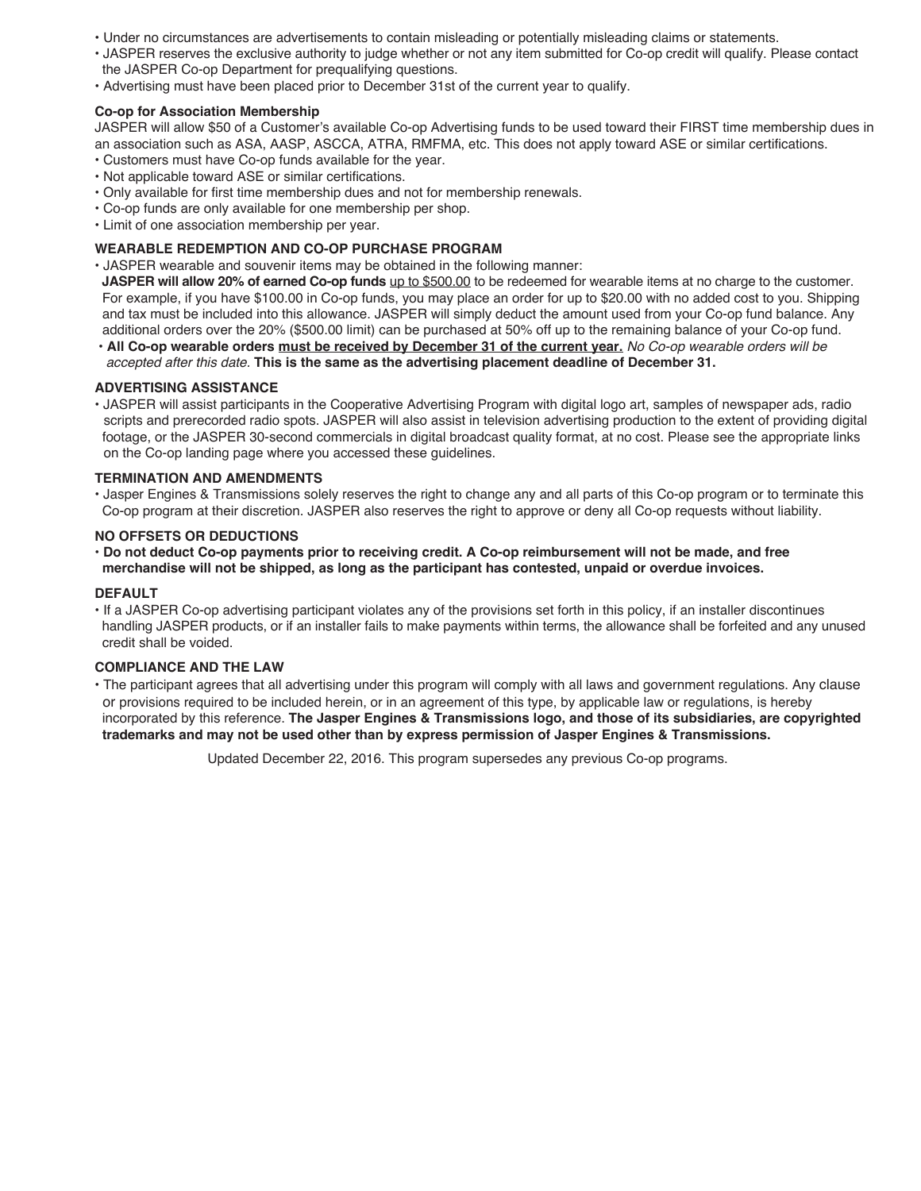- Under no circumstances are advertisements to contain misleading or potentially misleading claims or statements.
- JASPER reserves the exclusive authority to judge whether or not any item submitted for Co-op credit will qualify. Please contact the JASPER Co-op Department for prequalifying questions.
- Advertising must have been placed prior to December 31st of the current year to qualify.

**Co-op for Association Membership**

JASPER will allow $50 of a Customer's available Co-op Advertising funds to be used toward their FIRST time membership dues in an association such as ASA, AASP, ASCCA, ATRA, RMFMA, etc. This does not apply toward ASE or similar certifications.

- Customers must have Co-op funds available for the year.
- Not applicable toward ASE or similar certifications.
- Only available for first time membership dues and not for membership renewals.
- Co-op funds are only available for one membership per shop.
- Limit of one association membership per year.

**WEARABLE REDEMPTION AND CO-OP PURCHASE PROGRAM**

- JASPER wearable and souvenir items may be obtained in the following manner:
  **JASPER will allow 20% of earned Co-op funds** <u>up to $500.00</u> to be redeemed for wearable items at no charge to the customer. For example, if you have $100.00 in Co-op funds, you may place an order for up to $20.00 with no added cost to you. Shipping and tax must be included into this allowance. JASPER will simply deduct the amount used from your Co-op fund balance. Any additional orders over the 20% ($500.00 limit) can be purchased at 50% off up to the remaining balance of your Co-op fund.
- **All Co-op wearable orders <u>must be received by December 31 of the current year.</u>** *No Co-op wearable orders will be accepted after this date*. **This is the same as the advertising placement deadline of December 31.**

**ADVERTISING ASSISTANCE**

- JASPER will assist participants in the Cooperative Advertising Program with digital logo art, samples of newspaper ads, radio scripts and prerecorded radio spots. JASPER will also assist in television advertising production to the extent of providing digital footage, or the JASPER 30-second commercials in digital broadcast quality format, at no cost. Please see the appropriate links on the Co-op landing page where you accessed these guidelines.

**TERMINATION AND AMENDMENTS**

- Jasper Engines & Transmissions solely reserves the right to change any and all parts of this Co-op program or to terminate this Co-op program at their discretion. JASPER also reserves the right to approve or deny all Co-op requests without liability.

**NO OFFSETS OR DEDUCTIONS**

- **Do not deduct Co-op payments prior to receiving credit. A Co-op reimbursement will not be made, and free merchandise will not be shipped, as long as the participant has contested, unpaid or overdue invoices.**

**DEFAULT**

- If a JASPER Co-op advertising participant violates any of the provisions set forth in this policy, if an installer discontinues handling JASPER products, or if an installer fails to make payments within terms, the allowance shall be forfeited and any unused credit shall be voided.

**COMPLIANCE AND THE LAW**

- The participant agrees that all advertising under this program will comply with all laws and government regulations. Any clause or provisions required to be included herein, or in an agreement of this type, by applicable law or regulations, is hereby incorporated by this reference. **The Jasper Engines & Transmissions logo, and those of its subsidiaries, are copyrighted trademarks and may not be used other than by express permission of Jasper Engines & Transmissions.**

Updated December 22, 2016. This program supersedes any previous Co-op programs.